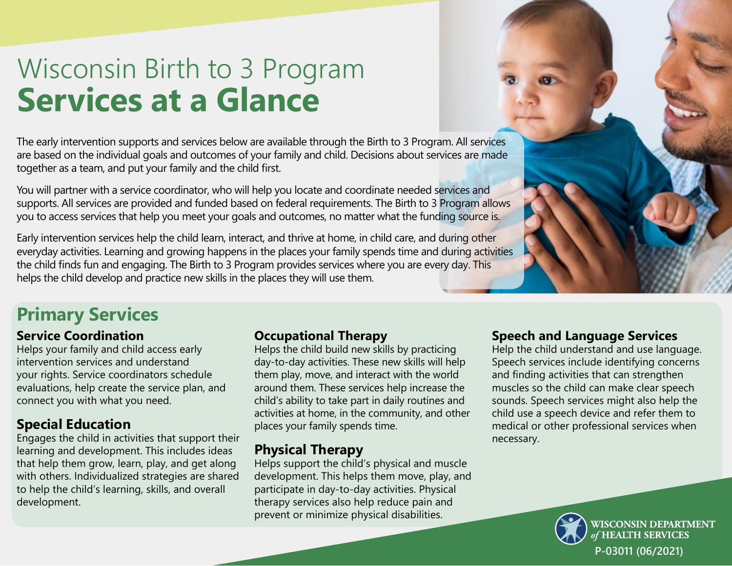# Wisconsin Birth to 3 Program
# **Services at a Glance**

The early intervention supports and services below are available through the Birth to 3 Program. All services are based on the individual goals and outcomes of your family and child. Decisions about services are made together as a team, and put your family and the child first.

You will partner with a service coordinator, who will help you locate and coordinate needed services and supports. All services are provided and funded based on federal requirements. The Birth to 3 Program allows you to access services that help you meet your goals and outcomes, no matter what the funding source is.

Early intervention services help the child learn, interact, and thrive at home, in child care, and during other everyday activities. Learning and growing happens in the places your family spends time and during activities the child finds fun and engaging. The Birth to 3 Program provides services where you are every day. This helps the child develop and practice new skills in the places they will use them.

## Primary Services

### Service Coordination

Helps your family and child access early intervention services and understand your rights. Service coordinators schedule evaluations, help create the service plan, and connect you with what you need.

### Special Education

Engages the child in activities that support their learning and development. This includes ideas that help them grow, learn, play, and get along with others. Individualized strategies are shared to help the child's learning, skills, and overall development.

### Occupational Therapy

Helps the child build new skills by practicing day-to-day activities. These new skills will help them play, move, and interact with the world around them. These services help increase the child's ability to take part in daily routines and activities at home, in the community, and other places your family spends time.

### Physical Therapy

Helps support the child's physical and muscle development. This helps them move, play, and participate in day-to-day activities. Physical therapy services also help reduce pain and prevent or minimize physical disabilities.

### Speech and Language Services

Help the child understand and use language. Speech services include identifying concerns and finding activities that can strengthen muscles so the child can make clear speech sounds. Speech services might also help the child use a speech device and refer them to medical or other professional services when necessary.

WISCONSIN DEPARTMENT *of* HEALTH SERVICES

P-03011 (06/2021)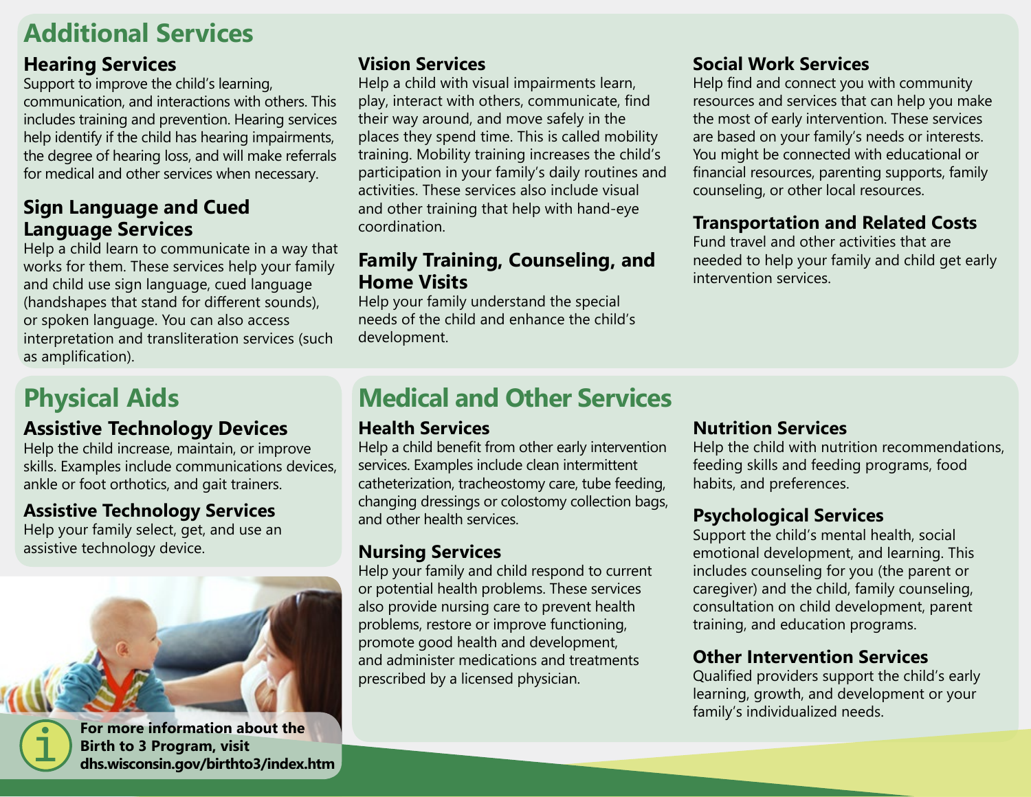## Additional Services

### Hearing Services

Support to improve the child's learning, communication, and interactions with others. This includes training and prevention. Hearing services help identify if the child has hearing impairments, the degree of hearing loss, and will make referrals for medical and other services when necessary.

### Sign Language and Cued Language Services

Help a child learn to communicate in a way that works for them. These services help your family and child use sign language, cued language (handshapes that stand for different sounds), or spoken language. You can also access interpretation and transliteration services (such as amplification).

### Vision Services

Help a child with visual impairments learn, play, interact with others, communicate, find their way around, and move safely in the places they spend time. This is called mobility training. Mobility training increases the child's participation in your family's daily routines and activities. These services also include visual and other training that help with hand-eye coordination.

### Family Training, Counseling, and Home Visits

Help your family understand the special needs of the child and enhance the child's development.

### Social Work Services

Help find and connect you with community resources and services that can help you make the most of early intervention. These services are based on your family's needs or interests. You might be connected with educational or financial resources, parenting supports, family counseling, or other local resources.

### Transportation and Related Costs

Fund travel and other activities that are needed to help your family and child get early intervention services.

## Physical Aids

### Assistive Technology Devices

Help the child increase, maintain, or improve skills. Examples include communications devices, ankle or foot orthotics, and gait trainers.

### Assistive Technology Services

Help your family select, get, and use an assistive technology device.

**For more information about the Birth to 3 Program, visit dhs.wisconsin.gov/birthto3/index.htm**

## Medical and Other Services

### Health Services

Help a child benefit from other early intervention services. Examples include clean intermittent catheterization, tracheostomy care, tube feeding, changing dressings or colostomy collection bags, and other health services.

### Nursing Services

Help your family and child respond to current or potential health problems. These services also provide nursing care to prevent health problems, restore or improve functioning, promote good health and development, and administer medications and treatments prescribed by a licensed physician.

### Nutrition Services

Help the child with nutrition recommendations, feeding skills and feeding programs, food habits, and preferences.

### Psychological Services

Support the child's mental health, social emotional development, and learning. This includes counseling for you (the parent or caregiver) and the child, family counseling, consultation on child development, parent training, and education programs.

### Other Intervention Services

Qualified providers support the child's early learning, growth, and development or your family's individualized needs.